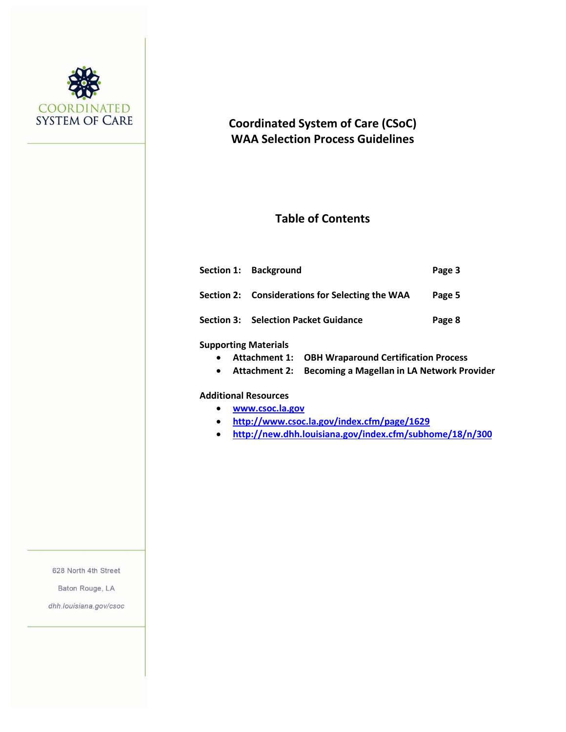COORDINATED SYSTEM OF CARE

# Coordinated System of Care (CSoC)
# WAA Selection Process Guidelines

## Table of Contents

| | | |
|---|---|---|
| **Section 1:** | **Background** | **Page 3** |
| **Section 2:** | **Considerations for Selecting the WAA** | **Page 5** |
| **Section 3:** | **Selection Packet Guidance** | **Page 8** |

**Supporting Materials**

- **Attachment 1:** **OBH Wraparound Certification Process**
- **Attachment 2:** **Becoming a Magellan in LA Network Provider**

**Additional Resources**

- www.csoc.la.gov
- http://www.csoc.la.gov/index.cfm/page/1629
- http://new.dhh.louisiana.gov/index.cfm/subhome/18/n/300

628 North 4th Street

Baton Rouge, LA

*dhh.louisiana.gov/csoc*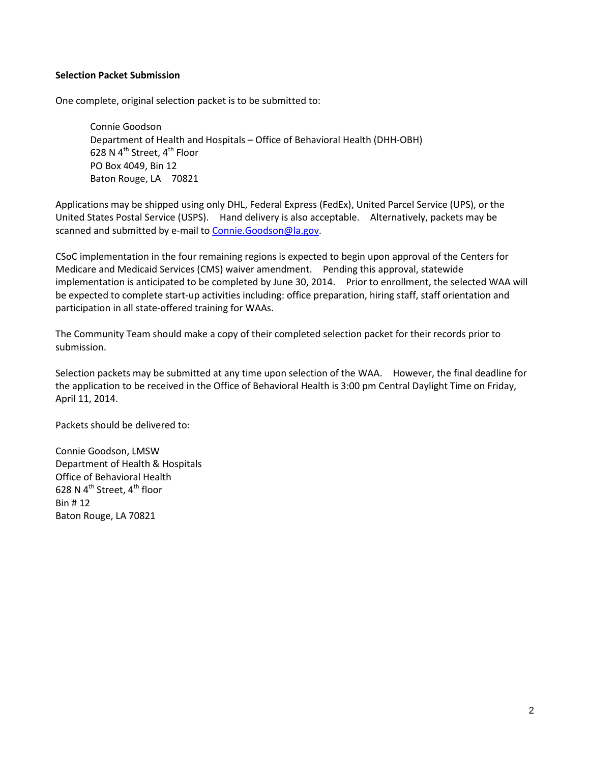**Selection Packet Submission**

One complete, original selection packet is to be submitted to:

> Connie Goodson
> Department of Health and Hospitals – Office of Behavioral Health (DHH-OBH)
> 628 N 4th Street, 4th Floor
> PO Box 4049, Bin 12
> Baton Rouge, LA 70821

Applications may be shipped using only DHL, Federal Express (FedEx), United Parcel Service (UPS), or the United States Postal Service (USPS). Hand delivery is also acceptable. Alternatively, packets may be scanned and submitted by e-mail to Connie.Goodson@la.gov.

CSoC implementation in the four remaining regions is expected to begin upon approval of the Centers for Medicare and Medicaid Services (CMS) waiver amendment. Pending this approval, statewide implementation is anticipated to be completed by June 30, 2014. Prior to enrollment, the selected WAA will be expected to complete start-up activities including: office preparation, hiring staff, staff orientation and participation in all state-offered training for WAAs.

The Community Team should make a copy of their completed selection packet for their records prior to submission.

Selection packets may be submitted at any time upon selection of the WAA. However, the final deadline for the application to be received in the Office of Behavioral Health is 3:00 pm Central Daylight Time on Friday, April 11, 2014.

Packets should be delivered to:

Connie Goodson, LMSW
Department of Health & Hospitals
Office of Behavioral Health
628 N 4th Street, 4th floor
Bin # 12
Baton Rouge, LA 70821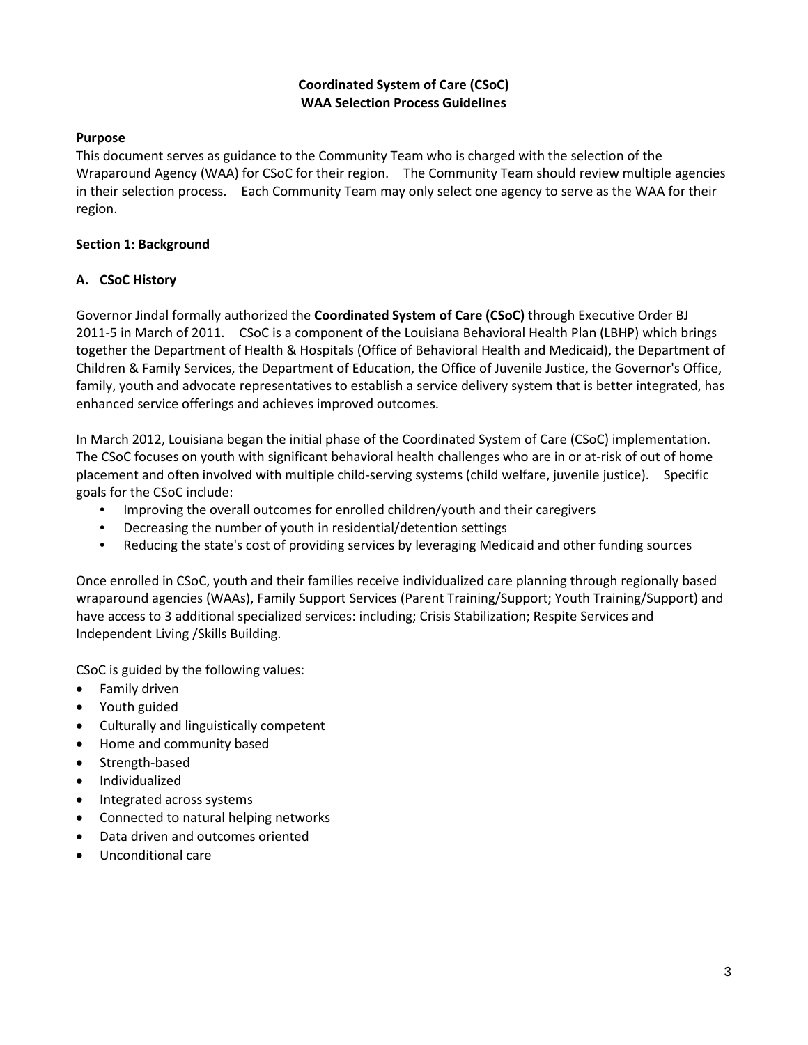# Coordinated System of Care (CSoC)
# WAA Selection Process Guidelines

**Purpose**

This document serves as guidance to the Community Team who is charged with the selection of the Wraparound Agency (WAA) for CSoC for their region. The Community Team should review multiple agencies in their selection process. Each Community Team may only select one agency to serve as the WAA for their region.

## Section 1: Background

### A. CSoC History

Governor Jindal formally authorized the **Coordinated System of Care (CSoC)** through Executive Order BJ 2011-5 in March of 2011. CSoC is a component of the Louisiana Behavioral Health Plan (LBHP) which brings together the Department of Health & Hospitals (Office of Behavioral Health and Medicaid), the Department of Children & Family Services, the Department of Education, the Office of Juvenile Justice, the Governor's Office, family, youth and advocate representatives to establish a service delivery system that is better integrated, has enhanced service offerings and achieves improved outcomes.

In March 2012, Louisiana began the initial phase of the Coordinated System of Care (CSoC) implementation. The CSoC focuses on youth with significant behavioral health challenges who are in or at-risk of out of home placement and often involved with multiple child-serving systems (child welfare, juvenile justice). Specific goals for the CSoC include:

- Improving the overall outcomes for enrolled children/youth and their caregivers
- Decreasing the number of youth in residential/detention settings
- Reducing the state's cost of providing services by leveraging Medicaid and other funding sources

Once enrolled in CSoC, youth and their families receive individualized care planning through regionally based wraparound agencies (WAAs), Family Support Services (Parent Training/Support; Youth Training/Support) and have access to 3 additional specialized services: including; Crisis Stabilization; Respite Services and Independent Living /Skills Building.

CSoC is guided by the following values:

- Family driven
- Youth guided
- Culturally and linguistically competent
- Home and community based
- Strength-based
- Individualized
- Integrated across systems
- Connected to natural helping networks
- Data driven and outcomes oriented
- Unconditional care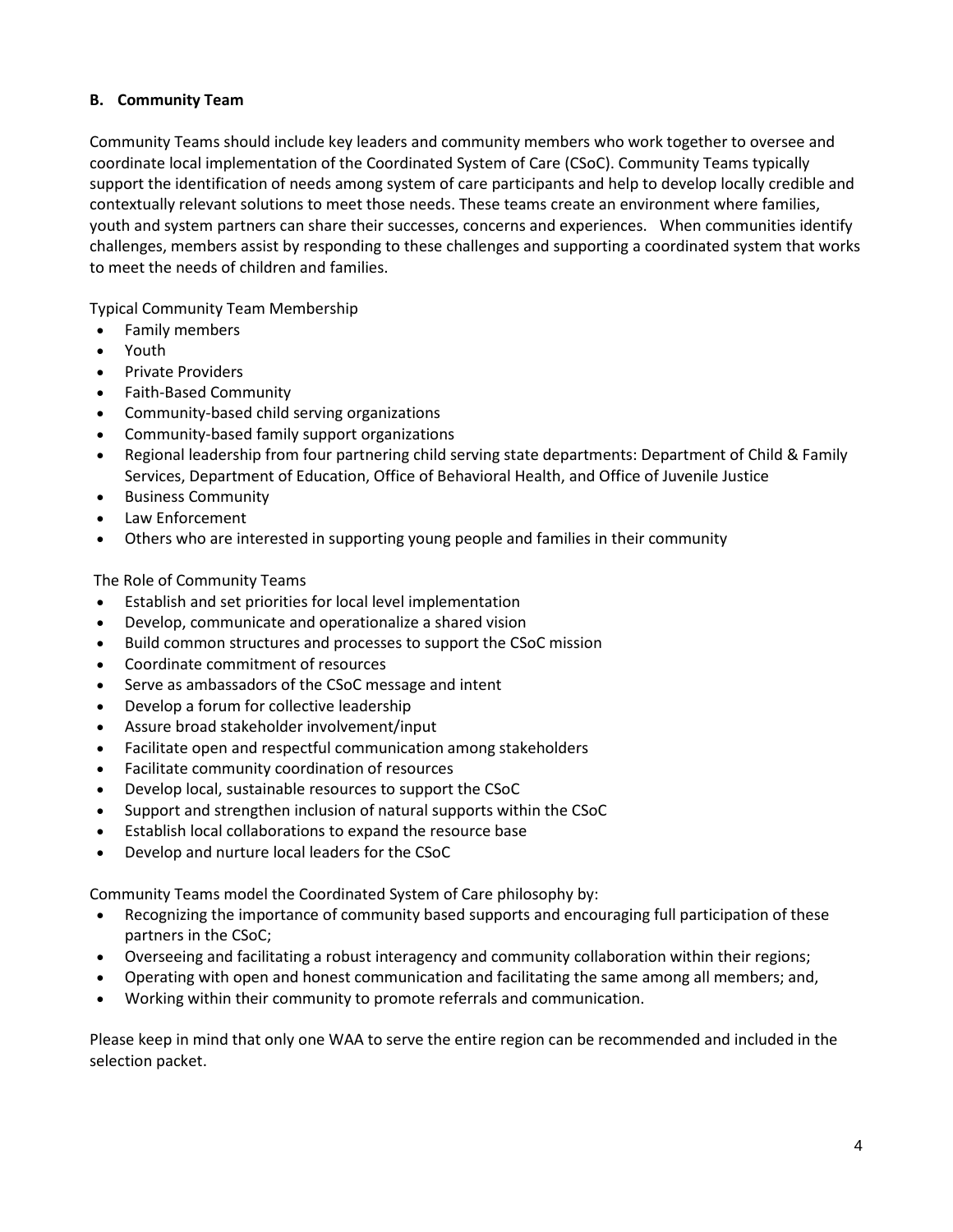### B. Community Team

Community Teams should include key leaders and community members who work together to oversee and coordinate local implementation of the Coordinated System of Care (CSoC). Community Teams typically support the identification of needs among system of care participants and help to develop locally credible and contextually relevant solutions to meet those needs. These teams create an environment where families, youth and system partners can share their successes, concerns and experiences. When communities identify challenges, members assist by responding to these challenges and supporting a coordinated system that works to meet the needs of children and families.

Typical Community Team Membership

- Family members
- Youth
- Private Providers
- Faith-Based Community
- Community-based child serving organizations
- Community-based family support organizations
- Regional leadership from four partnering child serving state departments: Department of Child & Family Services, Department of Education, Office of Behavioral Health, and Office of Juvenile Justice
- Business Community
- Law Enforcement
- Others who are interested in supporting young people and families in their community

The Role of Community Teams

- Establish and set priorities for local level implementation
- Develop, communicate and operationalize a shared vision
- Build common structures and processes to support the CSoC mission
- Coordinate commitment of resources
- Serve as ambassadors of the CSoC message and intent
- Develop a forum for collective leadership
- Assure broad stakeholder involvement/input
- Facilitate open and respectful communication among stakeholders
- Facilitate community coordination of resources
- Develop local, sustainable resources to support the CSoC
- Support and strengthen inclusion of natural supports within the CSoC
- Establish local collaborations to expand the resource base
- Develop and nurture local leaders for the CSoC

Community Teams model the Coordinated System of Care philosophy by:

- Recognizing the importance of community based supports and encouraging full participation of these partners in the CSoC;
- Overseeing and facilitating a robust interagency and community collaboration within their regions;
- Operating with open and honest communication and facilitating the same among all members; and,
- Working within their community to promote referrals and communication.

Please keep in mind that only one WAA to serve the entire region can be recommended and included in the selection packet.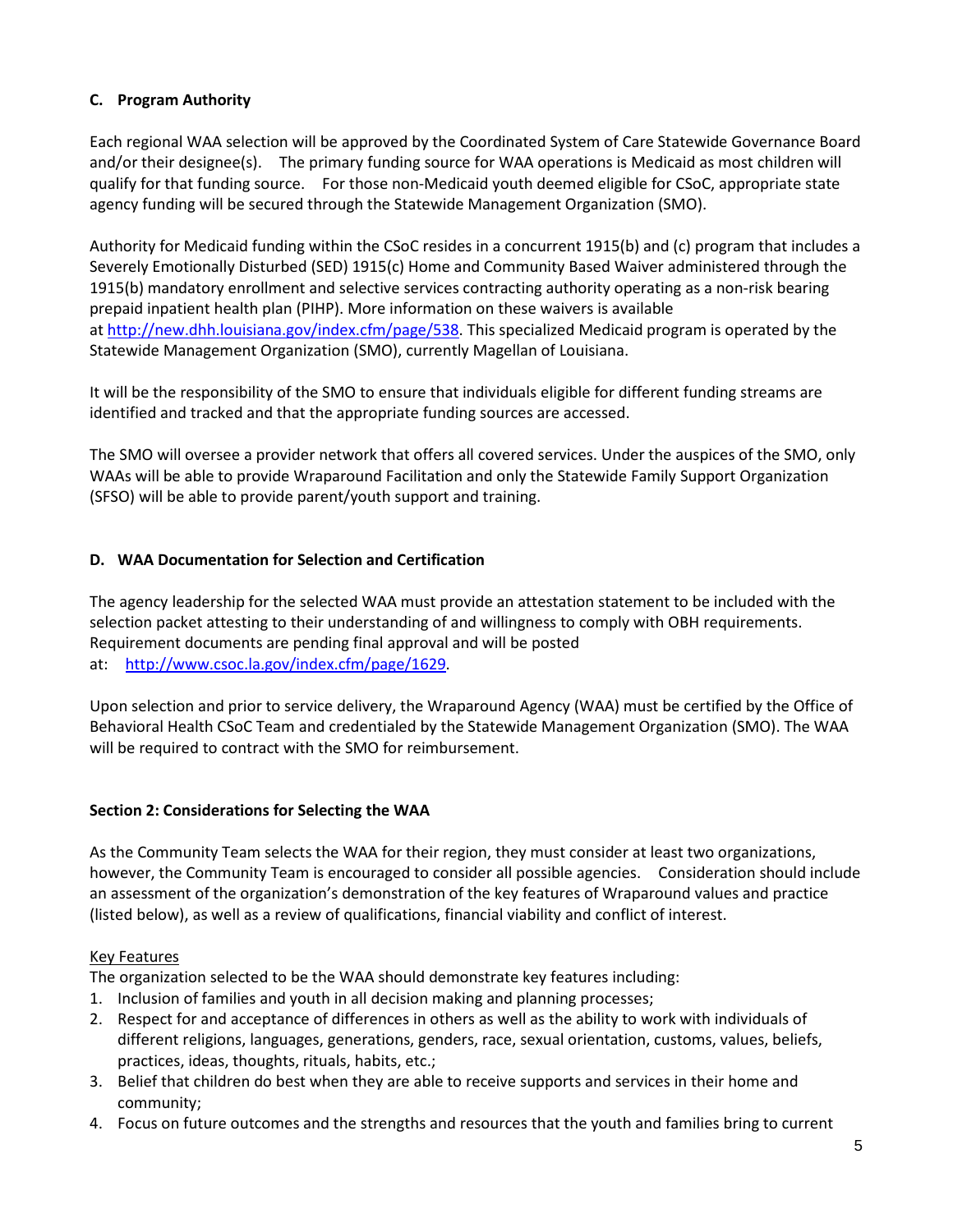### C. Program Authority

Each regional WAA selection will be approved by the Coordinated System of Care Statewide Governance Board and/or their designee(s). The primary funding source for WAA operations is Medicaid as most children will qualify for that funding source. For those non-Medicaid youth deemed eligible for CSoC, appropriate state agency funding will be secured through the Statewide Management Organization (SMO).

Authority for Medicaid funding within the CSoC resides in a concurrent 1915(b) and (c) program that includes a Severely Emotionally Disturbed (SED) 1915(c) Home and Community Based Waiver administered through the 1915(b) mandatory enrollment and selective services contracting authority operating as a non-risk bearing prepaid inpatient health plan (PIHP). More information on these waivers is available at http://new.dhh.louisiana.gov/index.cfm/page/538. This specialized Medicaid program is operated by the Statewide Management Organization (SMO), currently Magellan of Louisiana.

It will be the responsibility of the SMO to ensure that individuals eligible for different funding streams are identified and tracked and that the appropriate funding sources are accessed.

The SMO will oversee a provider network that offers all covered services. Under the auspices of the SMO, only WAAs will be able to provide Wraparound Facilitation and only the Statewide Family Support Organization (SFSO) will be able to provide parent/youth support and training.

### D. WAA Documentation for Selection and Certification

The agency leadership for the selected WAA must provide an attestation statement to be included with the selection packet attesting to their understanding of and willingness to comply with OBH requirements. Requirement documents are pending final approval and will be posted at: http://www.csoc.la.gov/index.cfm/page/1629.

Upon selection and prior to service delivery, the Wraparound Agency (WAA) must be certified by the Office of Behavioral Health CSoC Team and credentialed by the Statewide Management Organization (SMO). The WAA will be required to contract with the SMO for reimbursement.

## Section 2: Considerations for Selecting the WAA

As the Community Team selects the WAA for their region, they must consider at least two organizations, however, the Community Team is encouraged to consider all possible agencies. Consideration should include an assessment of the organization's demonstration of the key features of Wraparound values and practice (listed below), as well as a review of qualifications, financial viability and conflict of interest.

Key Features

The organization selected to be the WAA should demonstrate key features including:

1. Inclusion of families and youth in all decision making and planning processes;
2. Respect for and acceptance of differences in others as well as the ability to work with individuals of different religions, languages, generations, genders, race, sexual orientation, customs, values, beliefs, practices, ideas, thoughts, rituals, habits, etc.;
3. Belief that children do best when they are able to receive supports and services in their home and community;
4. Focus on future outcomes and the strengths and resources that the youth and families bring to current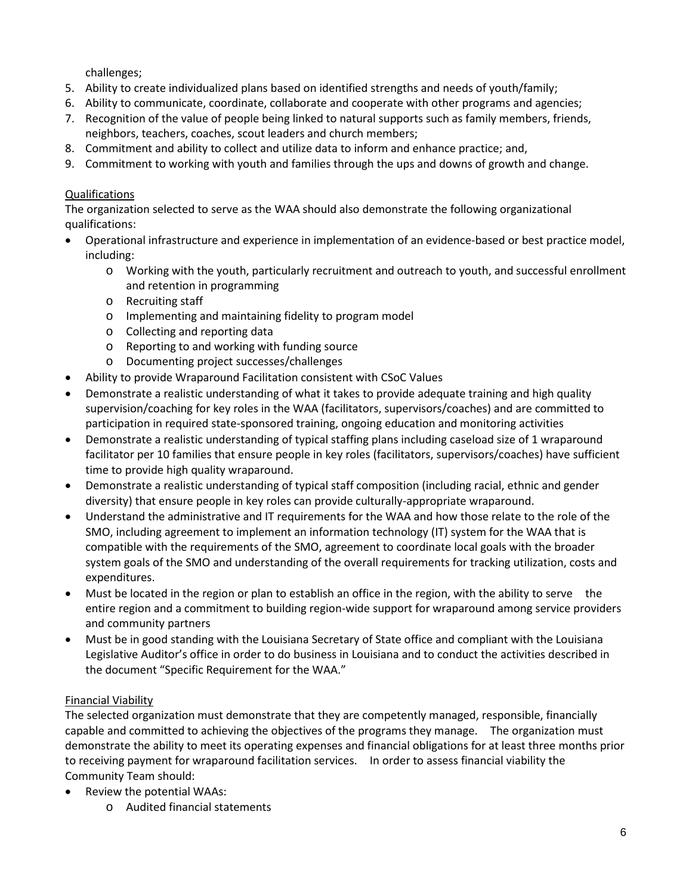challenges;

5. Ability to create individualized plans based on identified strengths and needs of youth/family;
6. Ability to communicate, coordinate, collaborate and cooperate with other programs and agencies;
7. Recognition of the value of people being linked to natural supports such as family members, friends, neighbors, teachers, coaches, scout leaders and church members;
8. Commitment and ability to collect and utilize data to inform and enhance practice; and,
9. Commitment to working with youth and families through the ups and downs of growth and change.

Qualifications

The organization selected to serve as the WAA should also demonstrate the following organizational qualifications:

- Operational infrastructure and experience in implementation of an evidence-based or best practice model, including:
    - Working with the youth, particularly recruitment and outreach to youth, and successful enrollment and retention in programming
    - Recruiting staff
    - Implementing and maintaining fidelity to program model
    - Collecting and reporting data
    - Reporting to and working with funding source
    - Documenting project successes/challenges
- Ability to provide Wraparound Facilitation consistent with CSoC Values
- Demonstrate a realistic understanding of what it takes to provide adequate training and high quality supervision/coaching for key roles in the WAA (facilitators, supervisors/coaches) and are committed to participation in required state-sponsored training, ongoing education and monitoring activities
- Demonstrate a realistic understanding of typical staffing plans including caseload size of 1 wraparound facilitator per 10 families that ensure people in key roles (facilitators, supervisors/coaches) have sufficient time to provide high quality wraparound.
- Demonstrate a realistic understanding of typical staff composition (including racial, ethnic and gender diversity) that ensure people in key roles can provide culturally-appropriate wraparound.
- Understand the administrative and IT requirements for the WAA and how those relate to the role of the SMO, including agreement to implement an information technology (IT) system for the WAA that is compatible with the requirements of the SMO, agreement to coordinate local goals with the broader system goals of the SMO and understanding of the overall requirements for tracking utilization, costs and expenditures.
- Must be located in the region or plan to establish an office in the region, with the ability to serve the entire region and a commitment to building region-wide support for wraparound among service providers and community partners
- Must be in good standing with the Louisiana Secretary of State office and compliant with the Louisiana Legislative Auditor's office in order to do business in Louisiana and to conduct the activities described in the document "Specific Requirement for the WAA."

Financial Viability

The selected organization must demonstrate that they are competently managed, responsible, financially capable and committed to achieving the objectives of the programs they manage. The organization must demonstrate the ability to meet its operating expenses and financial obligations for at least three months prior to receiving payment for wraparound facilitation services. In order to assess financial viability the Community Team should:

- Review the potential WAAs:
    - Audited financial statements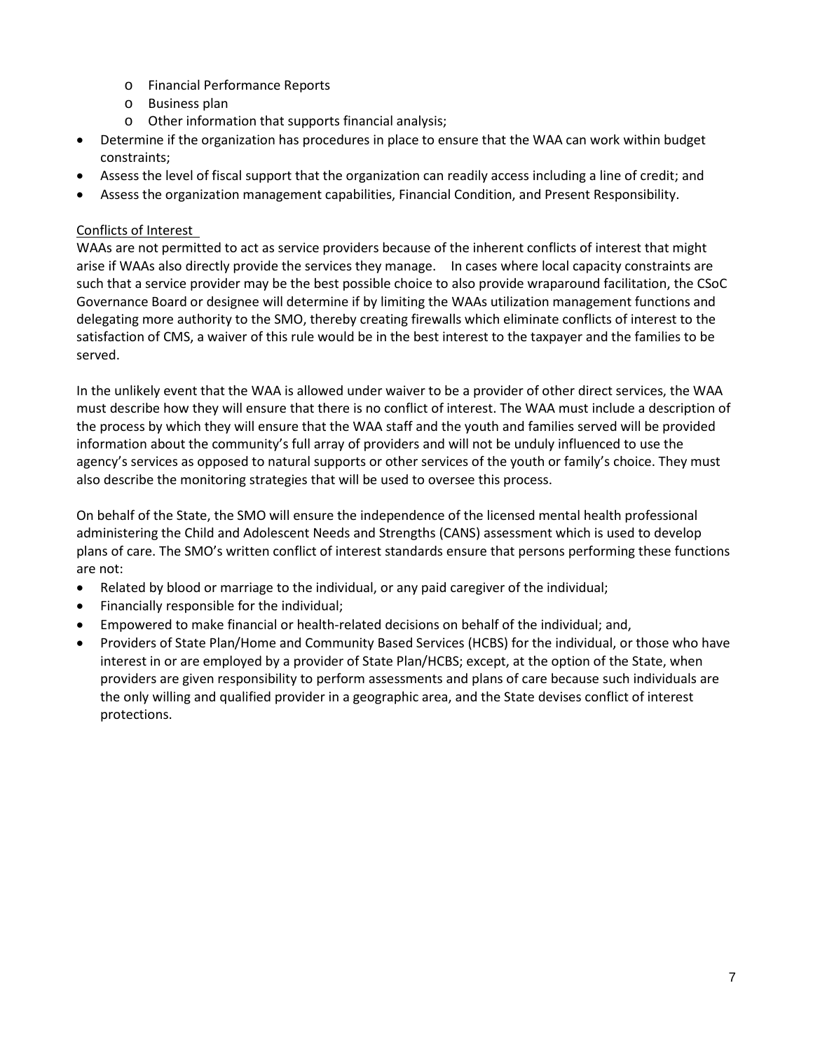- Financial Performance Reports
  - Business plan
  - Other information that supports financial analysis;
- Determine if the organization has procedures in place to ensure that the WAA can work within budget constraints;
- Assess the level of fiscal support that the organization can readily access including a line of credit; and
- Assess the organization management capabilities, Financial Condition, and Present Responsibility.

Conflicts of Interest

WAAs are not permitted to act as service providers because of the inherent conflicts of interest that might arise if WAAs also directly provide the services they manage. In cases where local capacity constraints are such that a service provider may be the best possible choice to also provide wraparound facilitation, the CSoC Governance Board or designee will determine if by limiting the WAAs utilization management functions and delegating more authority to the SMO, thereby creating firewalls which eliminate conflicts of interest to the satisfaction of CMS, a waiver of this rule would be in the best interest to the taxpayer and the families to be served.

In the unlikely event that the WAA is allowed under waiver to be a provider of other direct services, the WAA must describe how they will ensure that there is no conflict of interest. The WAA must include a description of the process by which they will ensure that the WAA staff and the youth and families served will be provided information about the community's full array of providers and will not be unduly influenced to use the agency's services as opposed to natural supports or other services of the youth or family's choice. They must also describe the monitoring strategies that will be used to oversee this process.

On behalf of the State, the SMO will ensure the independence of the licensed mental health professional administering the Child and Adolescent Needs and Strengths (CANS) assessment which is used to develop plans of care. The SMO's written conflict of interest standards ensure that persons performing these functions are not:

- Related by blood or marriage to the individual, or any paid caregiver of the individual;
- Financially responsible for the individual;
- Empowered to make financial or health-related decisions on behalf of the individual; and,
- Providers of State Plan/Home and Community Based Services (HCBS) for the individual, or those who have interest in or are employed by a provider of State Plan/HCBS; except, at the option of the State, when providers are given responsibility to perform assessments and plans of care because such individuals are the only willing and qualified provider in a geographic area, and the State devises conflict of interest protections.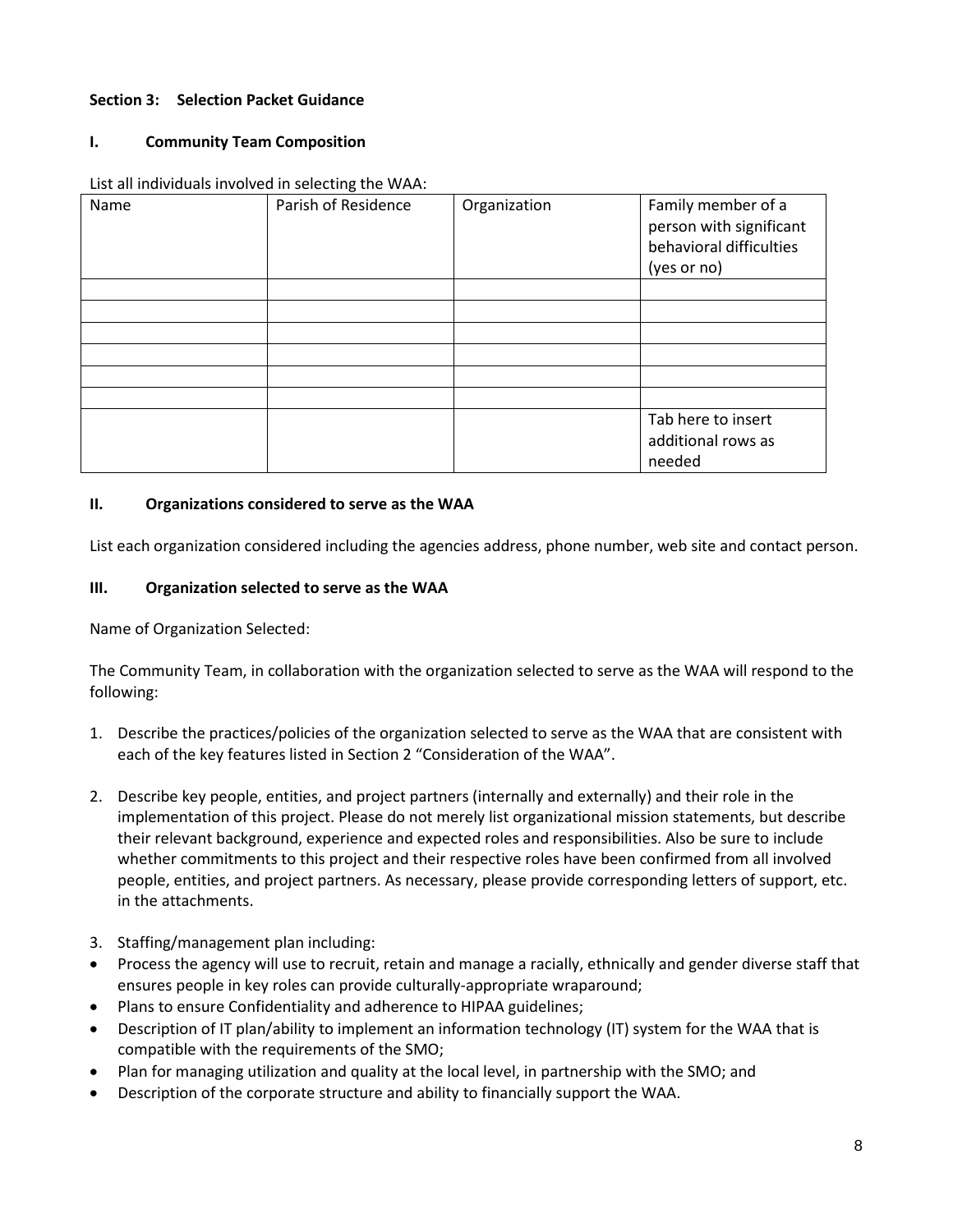**Section 3: Selection Packet Guidance**

**I. Community Team Composition**

List all individuals involved in selecting the WAA:

| Name | Parish of Residence | Organization | Family member of a person with significant behavioral difficulties (yes or no) |
|---|---|---|---|
| | | | |
| | | | |
| | | | |
| | | | |
| | | | |
| | | | |
| | | | Tab here to insert additional rows as needed |

**II. Organizations considered to serve as the WAA**

List each organization considered including the agencies address, phone number, web site and contact person.

**III. Organization selected to serve as the WAA**

Name of Organization Selected:

The Community Team, in collaboration with the organization selected to serve as the WAA will respond to the following:

1. Describe the practices/policies of the organization selected to serve as the WAA that are consistent with each of the key features listed in Section 2 "Consideration of the WAA".

2. Describe key people, entities, and project partners (internally and externally) and their role in the implementation of this project. Please do not merely list organizational mission statements, but describe their relevant background, experience and expected roles and responsibilities. Also be sure to include whether commitments to this project and their respective roles have been confirmed from all involved people, entities, and project partners. As necessary, please provide corresponding letters of support, etc. in the attachments.

3. Staffing/management plan including:

- Process the agency will use to recruit, retain and manage a racially, ethnically and gender diverse staff that ensures people in key roles can provide culturally-appropriate wraparound;
- Plans to ensure Confidentiality and adherence to HIPAA guidelines;
- Description of IT plan/ability to implement an information technology (IT) system for the WAA that is compatible with the requirements of the SMO;
- Plan for managing utilization and quality at the local level, in partnership with the SMO; and
- Description of the corporate structure and ability to financially support the WAA.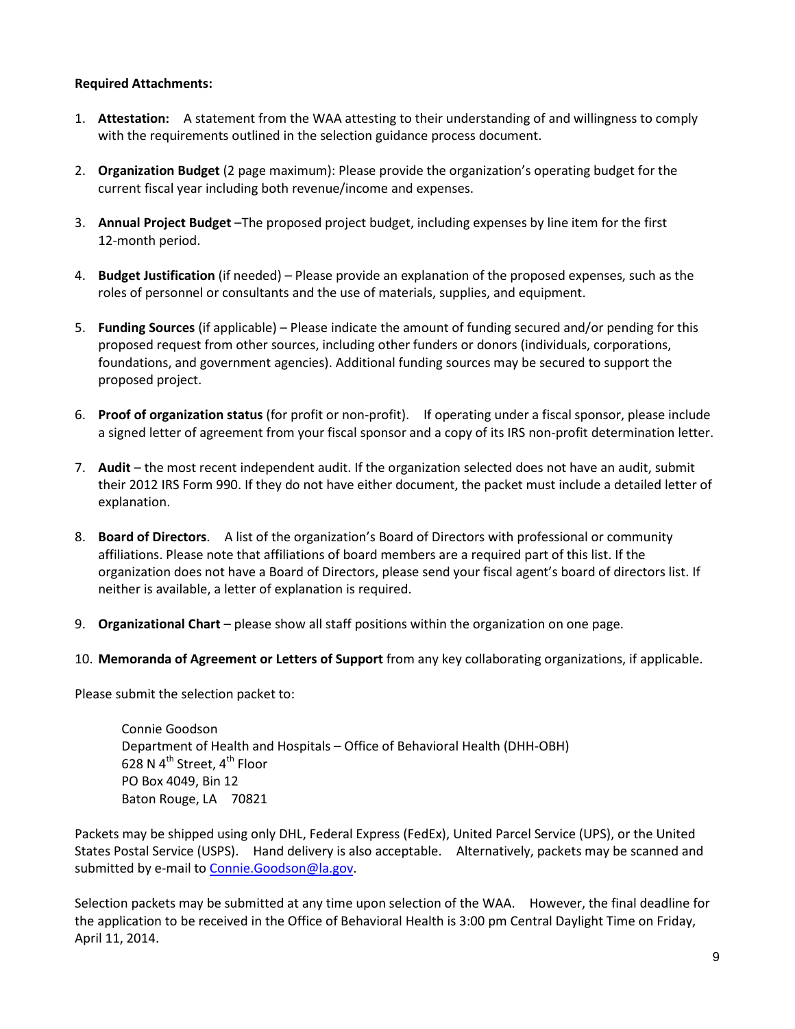**Required Attachments:**

1. **Attestation:** A statement from the WAA attesting to their understanding of and willingness to comply with the requirements outlined in the selection guidance process document.

2. **Organization Budget** (2 page maximum): Please provide the organization's operating budget for the current fiscal year including both revenue/income and expenses.

3. **Annual Project Budget** –The proposed project budget, including expenses by line item for the first 12-month period.

4. **Budget Justification** (if needed) – Please provide an explanation of the proposed expenses, such as the roles of personnel or consultants and the use of materials, supplies, and equipment.

5. **Funding Sources** (if applicable) – Please indicate the amount of funding secured and/or pending for this proposed request from other sources, including other funders or donors (individuals, corporations, foundations, and government agencies). Additional funding sources may be secured to support the proposed project.

6. **Proof of organization status** (for profit or non-profit). If operating under a fiscal sponsor, please include a signed letter of agreement from your fiscal sponsor and a copy of its IRS non-profit determination letter.

7. **Audit** – the most recent independent audit. If the organization selected does not have an audit, submit their 2012 IRS Form 990. If they do not have either document, the packet must include a detailed letter of explanation.

8. **Board of Directors**. A list of the organization's Board of Directors with professional or community affiliations. Please note that affiliations of board members are a required part of this list. If the organization does not have a Board of Directors, please send your fiscal agent's board of directors list. If neither is available, a letter of explanation is required.

9. **Organizational Chart** – please show all staff positions within the organization on one page.

10. **Memoranda of Agreement or Letters of Support** from any key collaborating organizations, if applicable.

Please submit the selection packet to:

Connie Goodson
Department of Health and Hospitals – Office of Behavioral Health (DHH-OBH)
628 N 4th Street, 4th Floor
PO Box 4049, Bin 12
Baton Rouge, LA 70821

Packets may be shipped using only DHL, Federal Express (FedEx), United Parcel Service (UPS), or the United States Postal Service (USPS). Hand delivery is also acceptable. Alternatively, packets may be scanned and submitted by e-mail to Connie.Goodson@la.gov.

Selection packets may be submitted at any time upon selection of the WAA. However, the final deadline for the application to be received in the Office of Behavioral Health is 3:00 pm Central Daylight Time on Friday, April 11, 2014.